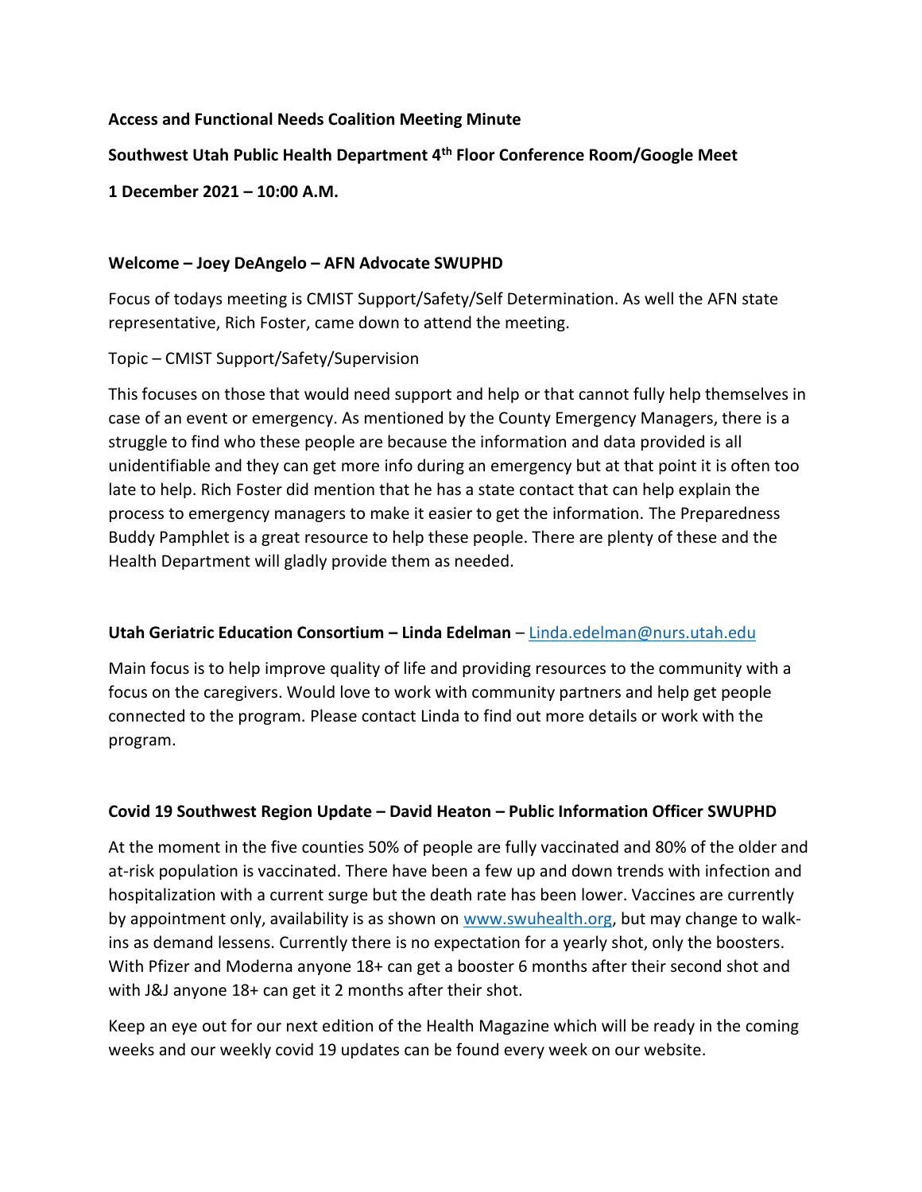**Access and Functional Needs Coalition Meeting Minute**

**Southwest Utah Public Health Department 4th Floor Conference Room/Google Meet**

**1 December 2021 – 10:00 A.M.**

**Welcome – Joey DeAngelo – AFN Advocate SWUPHD**

Focus of todays meeting is CMIST Support/Safety/Self Determination. As well the AFN state representative, Rich Foster, came down to attend the meeting.

Topic – CMIST Support/Safety/Supervision

This focuses on those that would need support and help or that cannot fully help themselves in case of an event or emergency. As mentioned by the County Emergency Managers, there is a struggle to find who these people are because the information and data provided is all unidentifiable and they can get more info during an emergency but at that point it is often too late to help. Rich Foster did mention that he has a state contact that can help explain the process to emergency managers to make it easier to get the information. The Preparedness Buddy Pamphlet is a great resource to help these people. There are plenty of these and the Health Department will gladly provide them as needed.

**Utah Geriatric Education Consortium – Linda Edelman** – Linda.edelman@nurs.utah.edu

Main focus is to help improve quality of life and providing resources to the community with a focus on the caregivers. Would love to work with community partners and help get people connected to the program. Please contact Linda to find out more details or work with the program.

**Covid 19 Southwest Region Update – David Heaton – Public Information Officer SWUPHD**

At the moment in the five counties 50% of people are fully vaccinated and 80% of the older and at-risk population is vaccinated. There have been a few up and down trends with infection and hospitalization with a current surge but the death rate has been lower. Vaccines are currently by appointment only, availability is as shown on www.swuhealth.org, but may change to walk-ins as demand lessens. Currently there is no expectation for a yearly shot, only the boosters. With Pfizer and Moderna anyone 18+ can get a booster 6 months after their second shot and with J&J anyone 18+ can get it 2 months after their shot.

Keep an eye out for our next edition of the Health Magazine which will be ready in the coming weeks and our weekly covid 19 updates can be found every week on our website.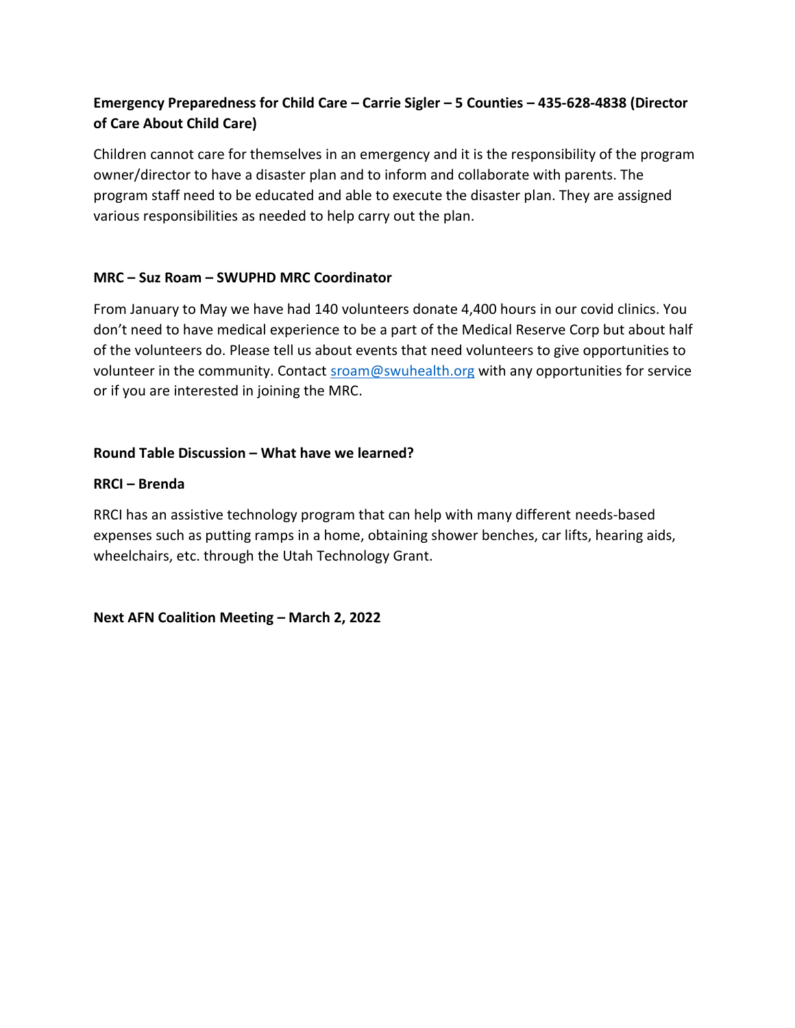**Emergency Preparedness for Child Care – Carrie Sigler – 5 Counties – 435-628-4838 (Director of Care About Child Care)**

Children cannot care for themselves in an emergency and it is the responsibility of the program owner/director to have a disaster plan and to inform and collaborate with parents. The program staff need to be educated and able to execute the disaster plan. They are assigned various responsibilities as needed to help carry out the plan.

**MRC – Suz Roam – SWUPHD MRC Coordinator**

From January to May we have had 140 volunteers donate 4,400 hours in our covid clinics. You don't need to have medical experience to be a part of the Medical Reserve Corp but about half of the volunteers do. Please tell us about events that need volunteers to give opportunities to volunteer in the community. Contact sroam@swuhealth.org with any opportunities for service or if you are interested in joining the MRC.

**Round Table Discussion – What have we learned?**

**RRCI – Brenda**

RRCI has an assistive technology program that can help with many different needs-based expenses such as putting ramps in a home, obtaining shower benches, car lifts, hearing aids, wheelchairs, etc. through the Utah Technology Grant.

**Next AFN Coalition Meeting – March 2, 2022**